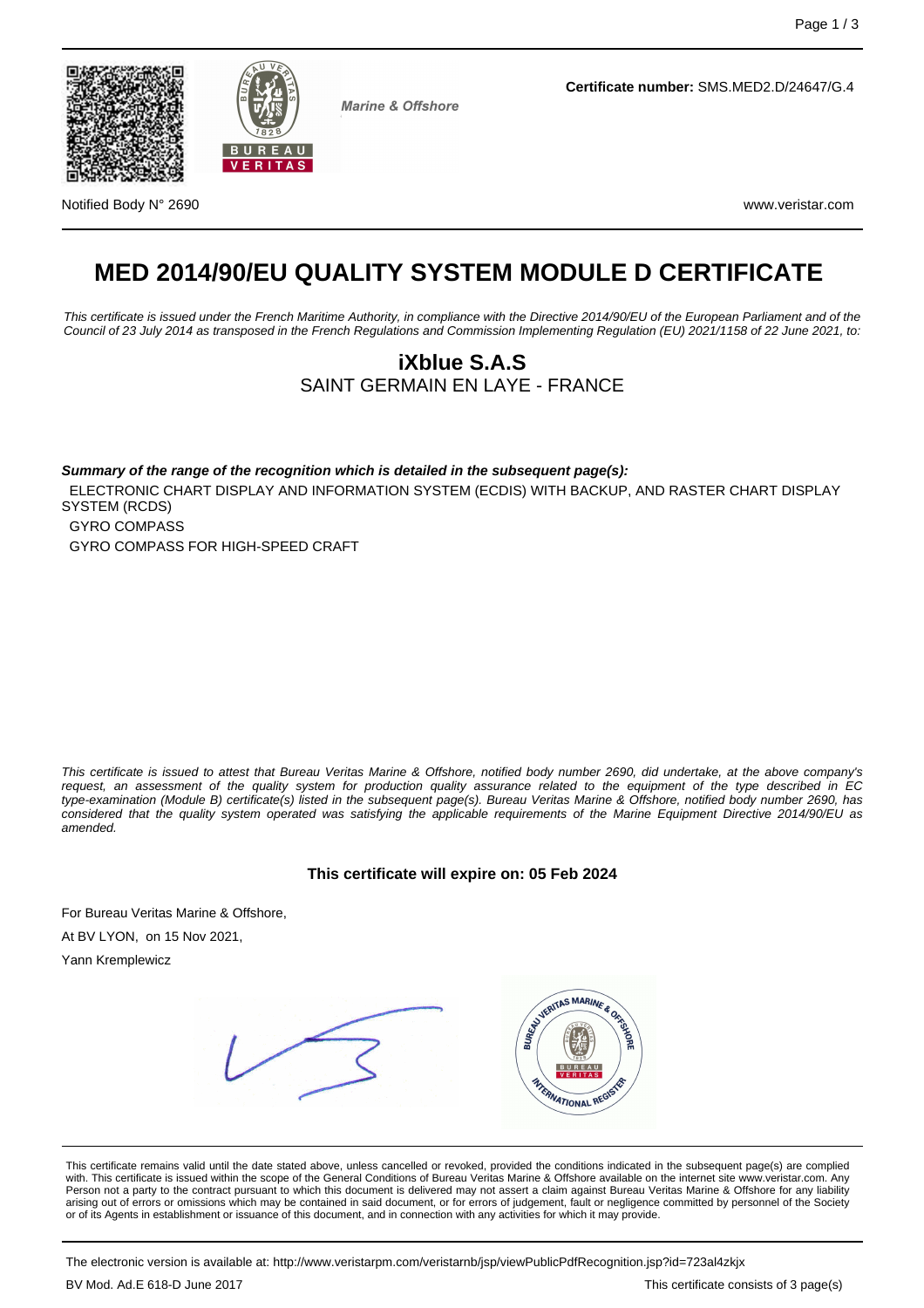Marine & Offshore

**Certificate number:** SMS.MED2.D/24647/G.4

Notified Body N° 2690

www.veristar.com

# MED 2014/90/EU QUALITY SYSTEM MODULE D CERTIFICATE

*This certificate is issued under the French Maritime Authority, in compliance with the Directive 2014/90/EU of the European Parliament and of the Council of 23 July 2014 as transposed in the French Regulations and Commission Implementing Regulation (EU) 2021/1158 of 22 June 2021, to:*

## iXblue S.A.S

SAINT GERMAIN EN LAYE - FRANCE

***Summary of the range of the recognition which is detailed in the subsequent page(s):***

ELECTRONIC CHART DISPLAY AND INFORMATION SYSTEM (ECDIS) WITH BACKUP, AND RASTER CHART DISPLAY SYSTEM (RCDS)

GYRO COMPASS

GYRO COMPASS FOR HIGH-SPEED CRAFT

*This certificate is issued to attest that Bureau Veritas Marine & Offshore, notified body number 2690, did undertake, at the above company's request, an assessment of the quality system for production quality assurance related to the equipment of the type described in EC type-examination (Module B) certificate(s) listed in the subsequent page(s). Bureau Veritas Marine & Offshore, notified body number 2690, has considered that the quality system operated was satisfying the applicable requirements of the Marine Equipment Directive 2014/90/EU as amended.*

**This certificate will expire on: 05 Feb 2024**

For Bureau Veritas Marine & Offshore,

At BV LYON, on 15 Nov 2021,

Yann Kremplewicz

This certificate remains valid until the date stated above, unless cancelled or revoked, provided the conditions indicated in the subsequent page(s) are complied with. This certificate is issued within the scope of the General Conditions of Bureau Veritas Marine & Offshore available on the internet site www.veristar.com. Any Person not a party to the contract pursuant to which this document is delivered may not assert a claim against Bureau Veritas Marine & Offshore for any liability arising out of errors or omissions which may be contained in said document, or for errors of judgement, fault or negligence committed by personnel of the Society or of its Agents in establishment or issuance of this document, and in connection with any activities for which it may provide.

The electronic version is available at: http://www.veristarpm.com/veristarnb/jsp/viewPublicPdfRecognition.jsp?id=723al4zkjx

BV Mod. Ad.E 618-D June 2017

This certificate consists of 3 page(s)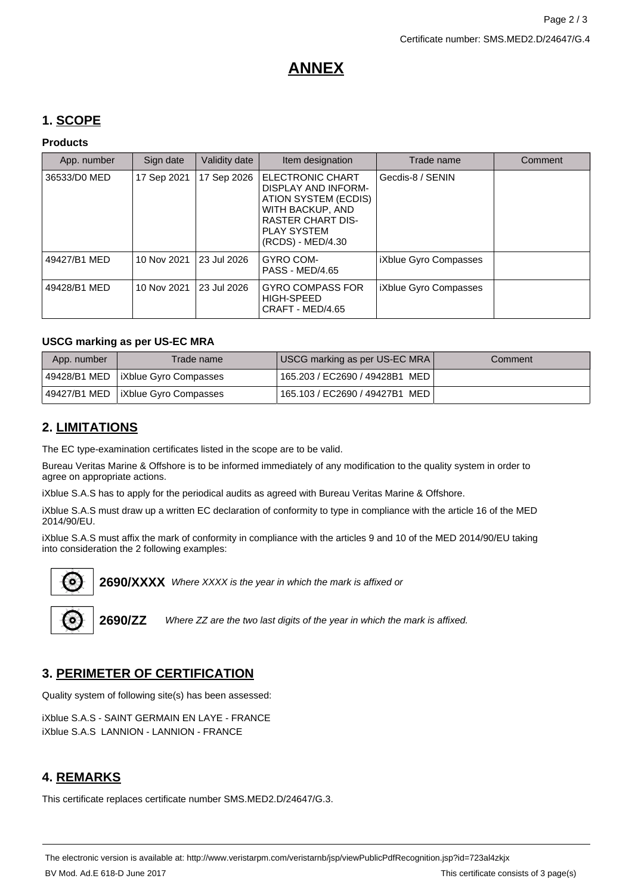# ANNEX

## 1. SCOPE

### Products

| App. number | Sign date | Validity date | Item designation | Trade name | Comment |
|---|---|---|---|---|---|
| 36533/D0 MED | 17 Sep 2021 | 17 Sep 2026 | ELECTRONIC CHART DISPLAY AND INFORMATION SYSTEM (ECDIS) WITH BACKUP, AND RASTER CHART DISPLAY SYSTEM (RCDS) - MED/4.30 | Gecdis-8 / SENIN | |
| 49427/B1 MED | 10 Nov 2021 | 23 Jul 2026 | GYRO COMPASS - MED/4.65 | iXblue Gyro Compasses | |
| 49428/B1 MED | 10 Nov 2021 | 23 Jul 2026 | GYRO COMPASS FOR HIGH-SPEED CRAFT - MED/4.65 | iXblue Gyro Compasses | |

### USCG marking as per US-EC MRA

| App. number | Trade name | USCG marking as per US-EC MRA | Comment |
|---|---|---|---|
| 49428/B1 MED | iXblue Gyro Compasses | 165.203 / EC2690 / 49428B1 MED | |
| 49427/B1 MED | iXblue Gyro Compasses | 165.103 / EC2690 / 49427B1 MED | |

## 2. LIMITATIONS

The EC type-examination certificates listed in the scope are to be valid.

Bureau Veritas Marine & Offshore is to be informed immediately of any modification to the quality system in order to agree on appropriate actions.

iXblue S.A.S has to apply for the periodical audits as agreed with Bureau Veritas Marine & Offshore.

iXblue S.A.S must draw up a written EC declaration of conformity to type in compliance with the article 16 of the MED 2014/90/EU.

iXblue S.A.S must affix the mark of conformity in compliance with the articles 9 and 10 of the MED 2014/90/EU taking into consideration the 2 following examples:

**2690/XXXX** *Where XXXX is the year in which the mark is affixed or*

**2690/ZZ** *Where ZZ are the two last digits of the year in which the mark is affixed.*

## 3. PERIMETER OF CERTIFICATION

Quality system of following site(s) has been assessed:

iXblue S.A.S - SAINT GERMAIN EN LAYE - FRANCE
iXblue S.A.S LANNION - LANNION - FRANCE

## 4. REMARKS

This certificate replaces certificate number SMS.MED2.D/24647/G.3.

The electronic version is available at: http://www.veristarpm.com/veristarnb/jsp/viewPublicPdfRecognition.jsp?id=723al4zkjx

BV Mod. Ad.E 618-D June 2017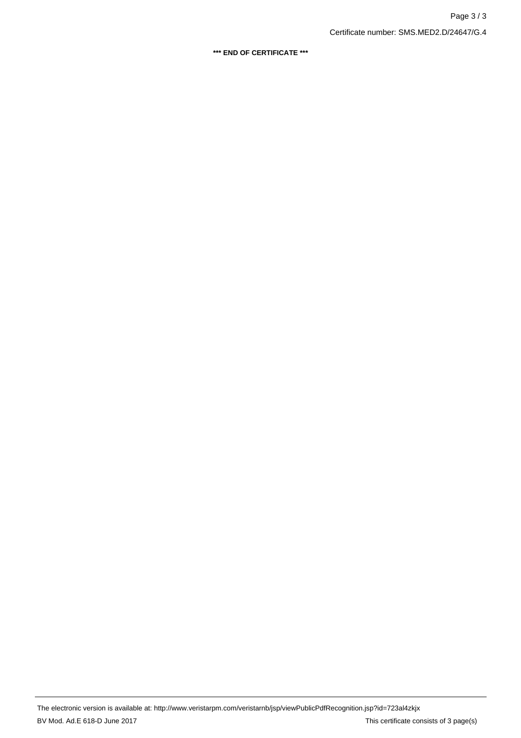**\*\*\* END OF CERTIFICATE \*\*\***

The electronic version is available at: http://www.veristarpm.com/veristarnb/jsp/viewPublicPdfRecognition.jsp?id=723al4zkjx

BV Mod. Ad.E 618-D June 2017

This certificate consists of 3 page(s)